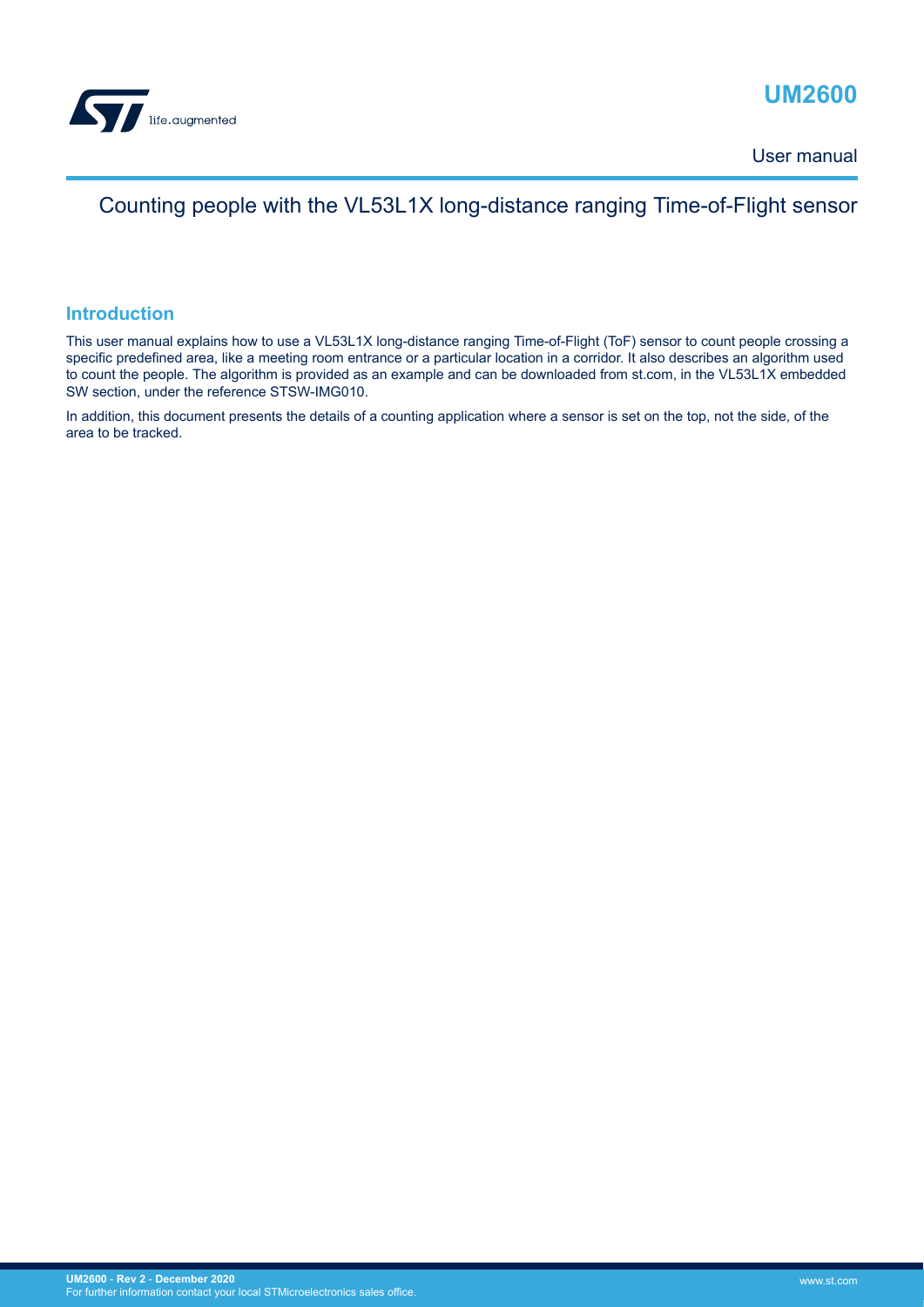# UM2600

User manual

## Counting people with the VL53L1X long-distance ranging Time-of-Flight sensor

### Introduction

This user manual explains how to use a VL53L1X long-distance ranging Time-of-Flight (ToF) sensor to count people crossing a specific predefined area, like a meeting room entrance or a particular location in a corridor. It also describes an algorithm used to count the people. The algorithm is provided as an example and can be downloaded from st.com, in the VL53L1X embedded SW section, under the reference STSW-IMG010.

In addition, this document presents the details of a counting application where a sensor is set on the top, not the side, of the area to be tracked.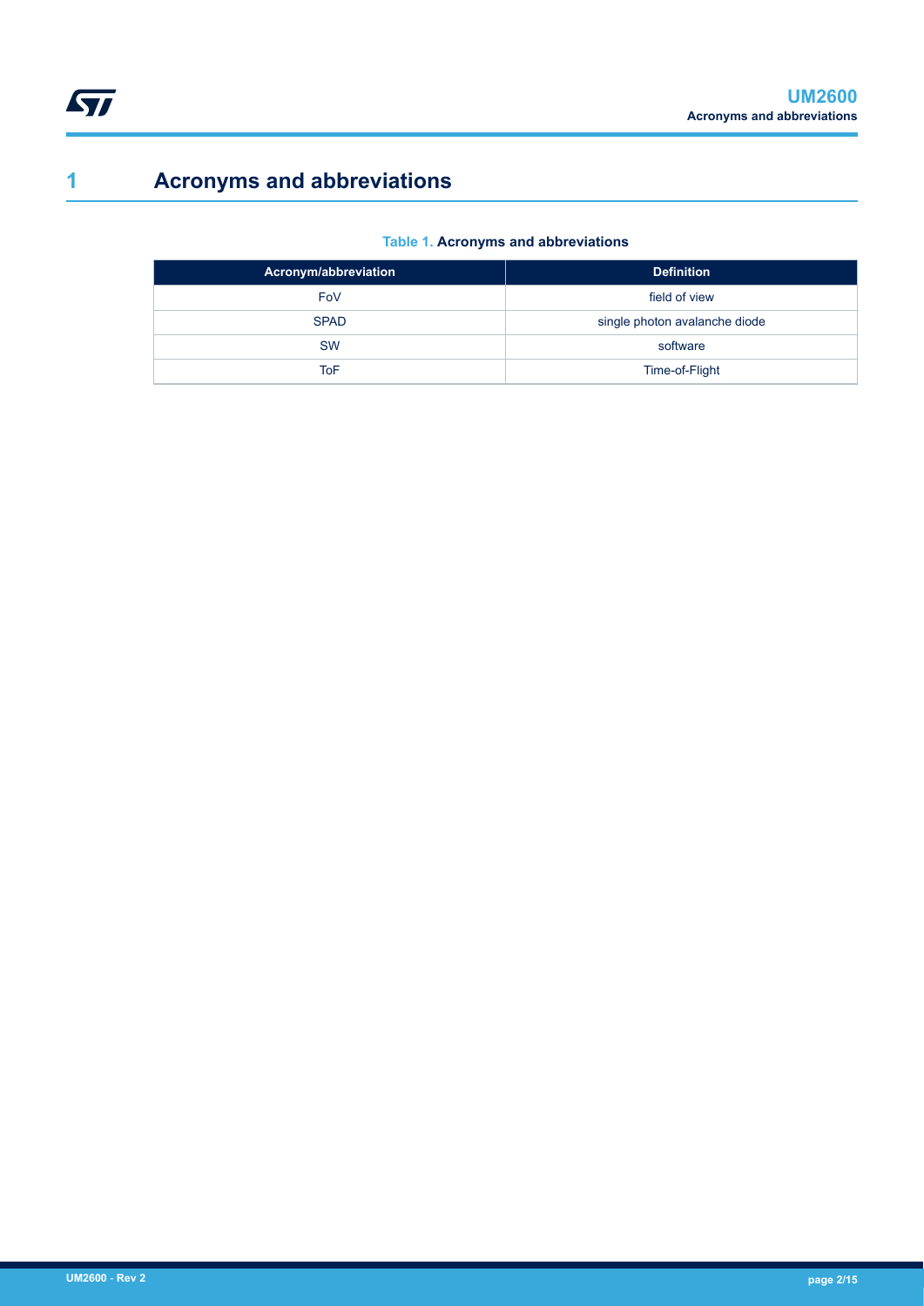# 1 Acronyms and abbreviations

**Table 1. Acronyms and abbreviations**

| Acronym/abbreviation | Definition |
| --- | --- |
| FoV | field of view |
| SPAD | single photon avalanche diode |
| SW | software |
| ToF | Time-of-Flight |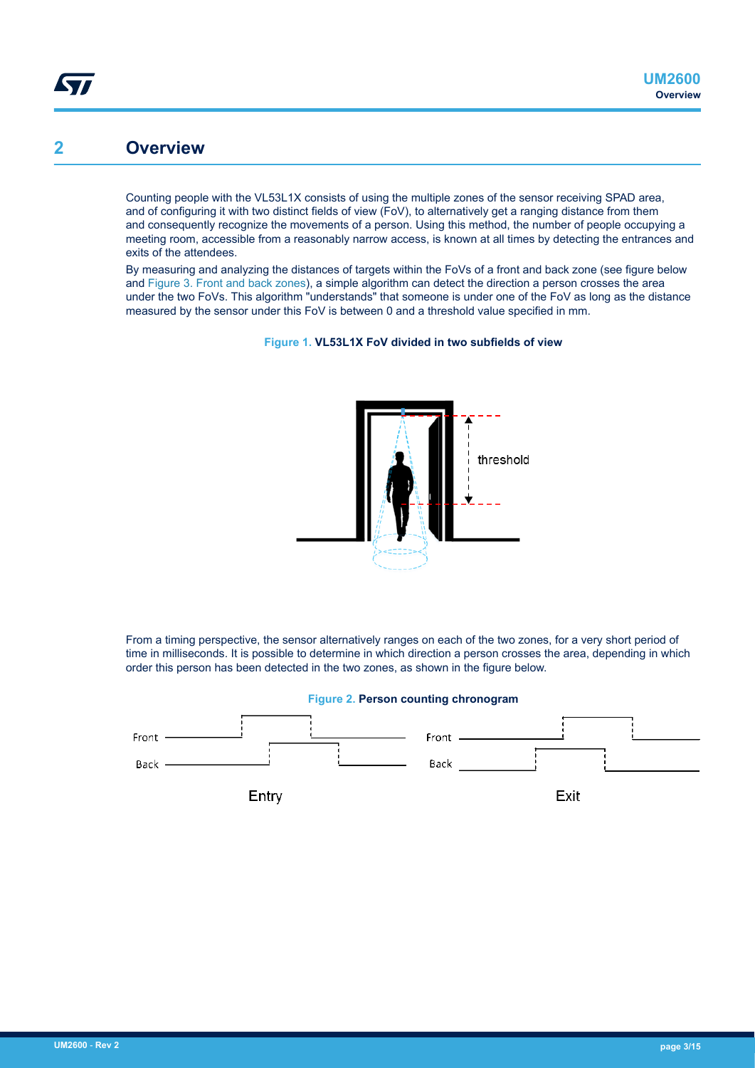# 2 Overview

Counting people with the VL53L1X consists of using the multiple zones of the sensor receiving SPAD area, and of configuring it with two distinct fields of view (FoV), to alternatively get a ranging distance from them and consequently recognize the movements of a person. Using this method, the number of people occupying a meeting room, accessible from a reasonably narrow access, is known at all times by detecting the entrances and exits of the attendees.

By measuring and analyzing the distances of targets within the FoVs of a front and back zone (see figure below and Figure 3. Front and back zones), a simple algorithm can detect the direction a person crosses the area under the two FoVs. This algorithm "understands" that someone is under one of the FoV as long as the distance measured by the sensor under this FoV is between 0 and a threshold value specified in mm.

**Figure 1.** **VL53L1X FoV divided in two subfields of view**

From a timing perspective, the sensor alternatively ranges on each of the two zones, for a very short period of time in milliseconds. It is possible to determine in which direction a person crosses the area, depending in which order this person has been detected in the two zones, as shown in the figure below.

**Figure 2.** **Person counting chronogram**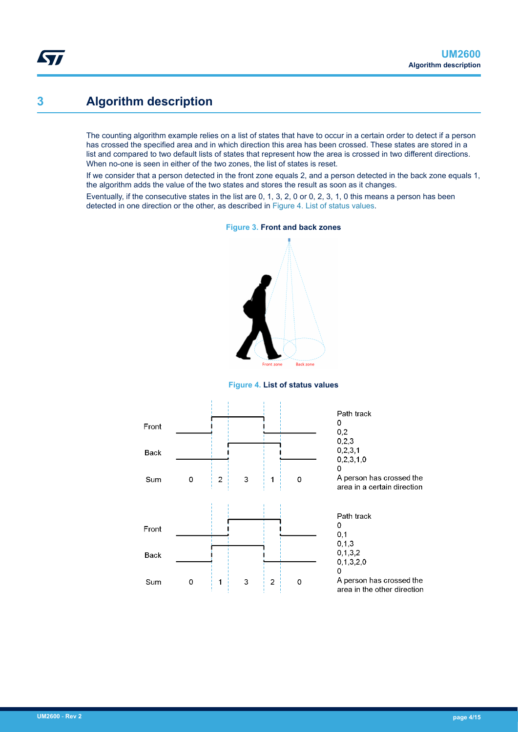# 3 Algorithm description

The counting algorithm example relies on a list of states that have to occur in a certain order to detect if a person has crossed the specified area and in which direction this area has been crossed. These states are stored in a list and compared to two default lists of states that represent how the area is crossed in two different directions. When no-one is seen in either of the two zones, the list of states is reset.

If we consider that a person detected in the front zone equals 2, and a person detected in the back zone equals 1, the algorithm adds the value of the two states and stores the result as soon as it changes.

Eventually, if the consecutive states in the list are 0, 1, 3, 2, 0 or 0, 2, 3, 1, 0 this means a person has been detected in one direction or the other, as described in Figure 4. List of status values.

**Figure 3.** Front and back zones

Front zone
Back zone

**Figure 4.** List of status values

Front
Back
Sum 0 2 3 1 0

Path track
0
0,2
0,2,3
0,2,3,1
0,2,3,1,0
0
A person has crossed the area in a certain direction

Front
Back
Sum 0 1 3 2 0

Path track
0
0,1
0,1,3
0,1,3,2
0,1,3,2,0
0
A person has crossed the area in the other direction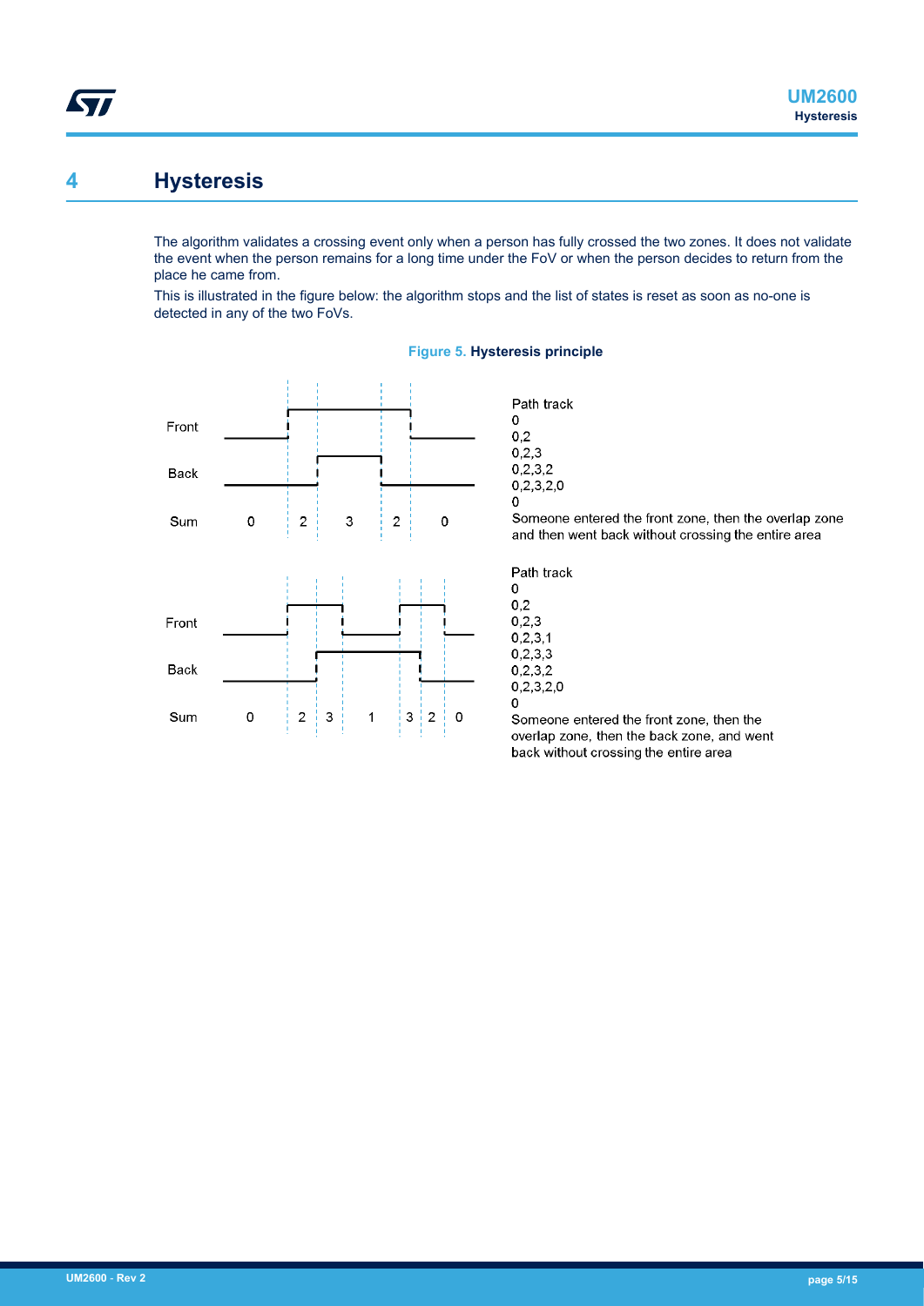# 4 Hysteresis

The algorithm validates a crossing event only when a person has fully crossed the two zones. It does not validate the event when the person remains for a long time under the FoV or when the person decides to return from the place he came from.

This is illustrated in the figure below: the algorithm stops and the list of states is reset as soon as no-one is detected in any of the two FoVs.

**Figure 5. Hysteresis principle**

Front
Back
Sum 0 2 3 2 0

Path track
0
0,2
0,2,3
0,2,3,2
0,2,3,2,0
0
Someone entered the front zone, then the overlap zone and then went back without crossing the entire area

Front
Back
Sum 0 2 3 1 3 2 0

Path track
0
0,2
0,2,3
0,2,3,1
0,2,3,3
0,2,3,2
0,2,3,2,0
0
Someone entered the front zone, then the overlap zone, then the back zone, and went back without crossing the entire area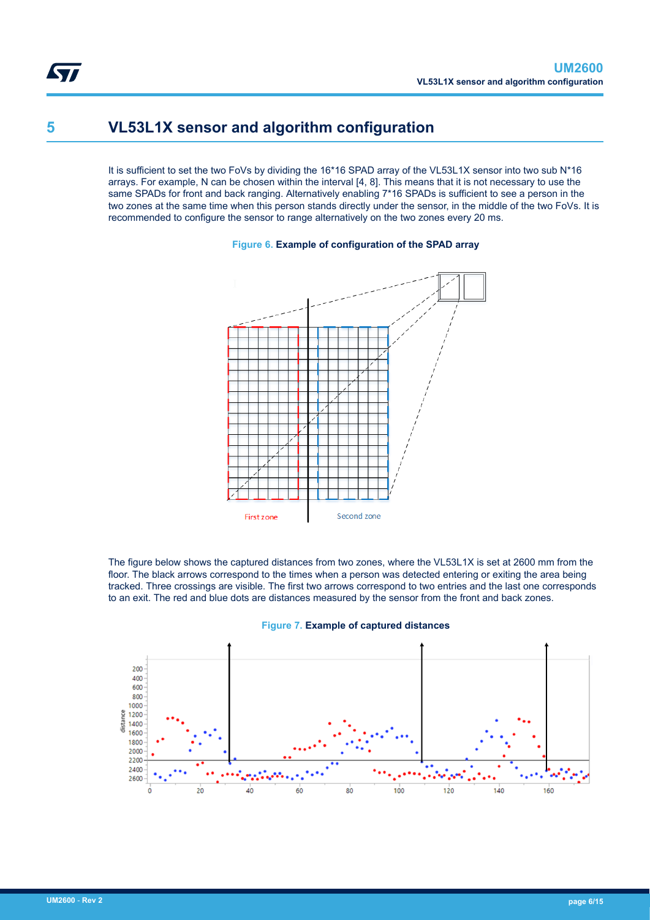# 5 VL53L1X sensor and algorithm configuration

It is sufficient to set the two FoVs by dividing the 16*16 SPAD array of the VL53L1X sensor into two sub N*16 arrays. For example, N can be chosen within the interval [4, 8]. This means that it is not necessary to use the same SPADs for front and back ranging. Alternatively enabling 7*16 SPADs is sufficient to see a person in the two zones at the same time when this person stands directly under the sensor, in the middle of the two FoVs. It is recommended to configure the sensor to range alternatively on the two zones every 20 ms.

**Figure 6. Example of configuration of the SPAD array**

The figure below shows the captured distances from two zones, where the VL53L1X is set at 2600 mm from the floor. The black arrows correspond to the times when a person was detected entering or exiting the area being tracked. Three crossings are visible. The first two arrows correspond to two entries and the last one corresponds to an exit. The red and blue dots are distances measured by the sensor from the front and back zones.

**Figure 7. Example of captured distances**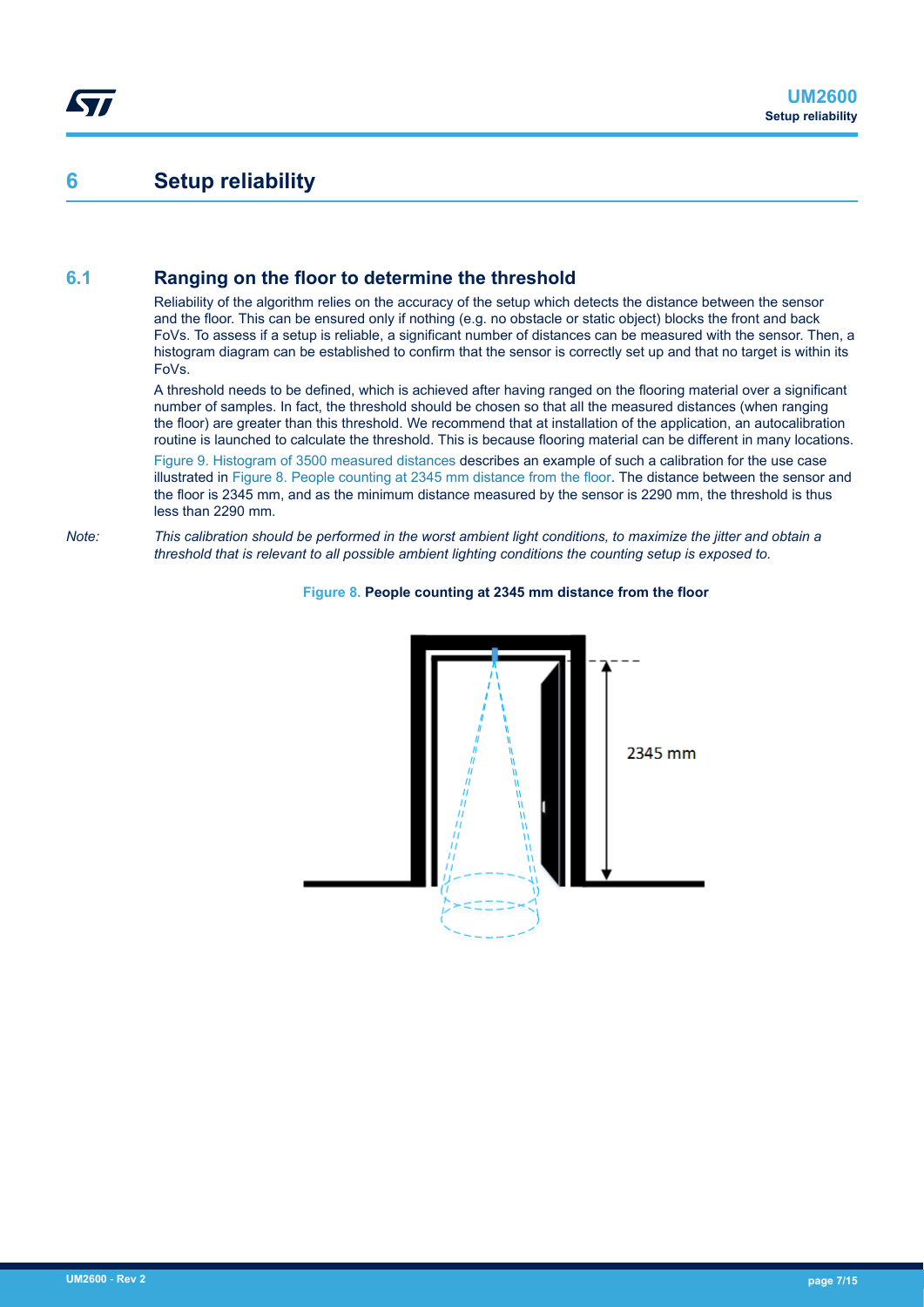# 6 Setup reliability

## 6.1 Ranging on the floor to determine the threshold

Reliability of the algorithm relies on the accuracy of the setup which detects the distance between the sensor and the floor. This can be ensured only if nothing (e.g. no obstacle or static object) blocks the front and back FoVs. To assess if a setup is reliable, a significant number of distances can be measured with the sensor. Then, a histogram diagram can be established to confirm that the sensor is correctly set up and that no target is within its FoVs.

A threshold needs to be defined, which is achieved after having ranged on the flooring material over a significant number of samples. In fact, the threshold should be chosen so that all the measured distances (when ranging the floor) are greater than this threshold. We recommend that at installation of the application, an autocalibration routine is launched to calculate the threshold. This is because flooring material can be different in many locations.

Figure 9. Histogram of 3500 measured distances describes an example of such a calibration for the use case illustrated in Figure 8. People counting at 2345 mm distance from the floor. The distance between the sensor and the floor is 2345 mm, and as the minimum distance measured by the sensor is 2290 mm, the threshold is thus less than 2290 mm.

*Note: This calibration should be performed in the worst ambient light conditions, to maximize the jitter and obtain a threshold that is relevant to all possible ambient lighting conditions the counting setup is exposed to.*

**Figure 8. People counting at 2345 mm distance from the floor**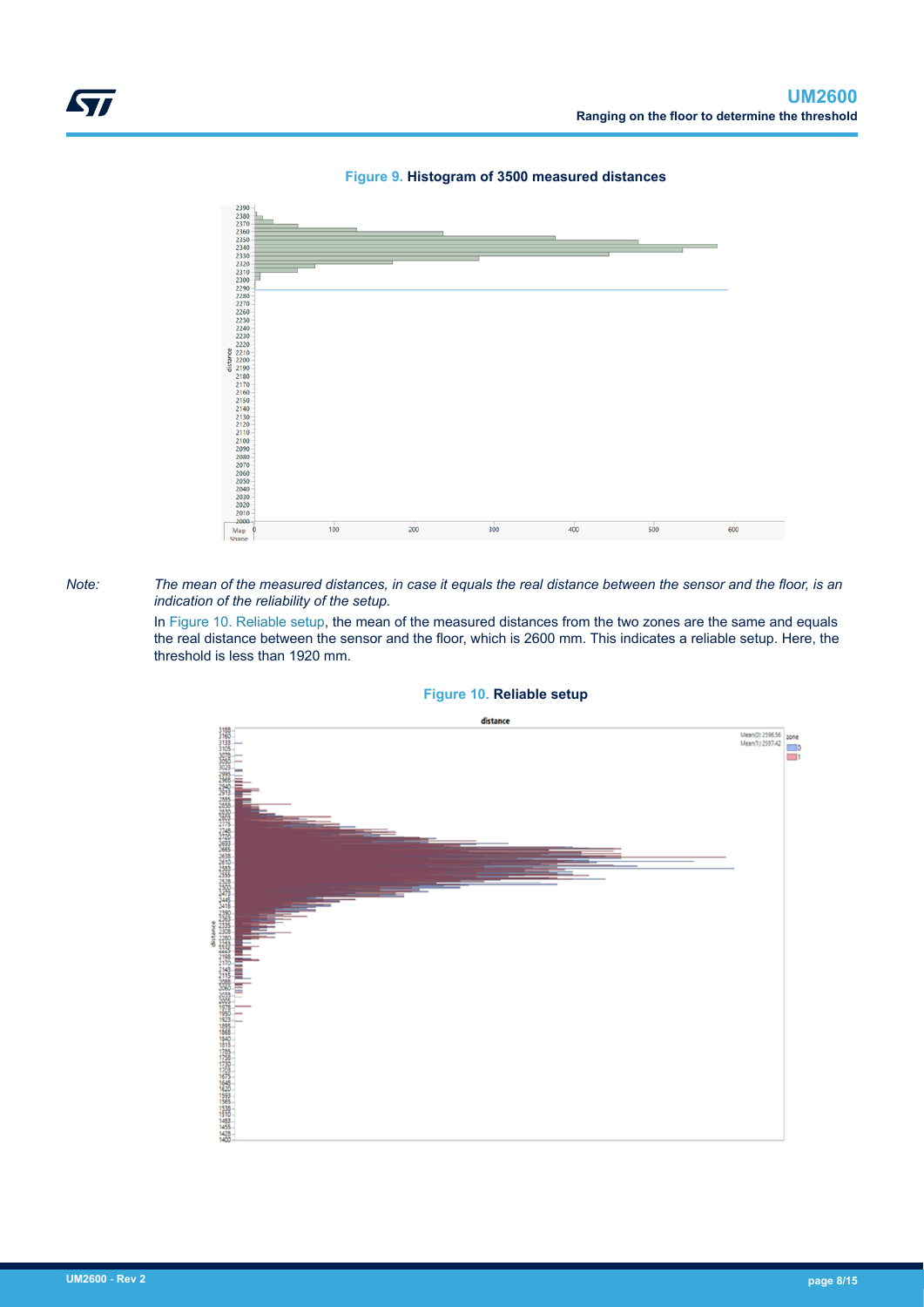Figure 9. **Histogram of 3500 measured distances**

*Note: The mean of the measured distances, in case it equals the real distance between the sensor and the floor, is an indication of the reliability of the setup.*

In Figure 10. Reliable setup, the mean of the measured distances from the two zones are the same and equals the real distance between the sensor and the floor, which is 2600 mm. This indicates a reliable setup. Here, the threshold is less than 1920 mm.

Figure 10. **Reliable setup**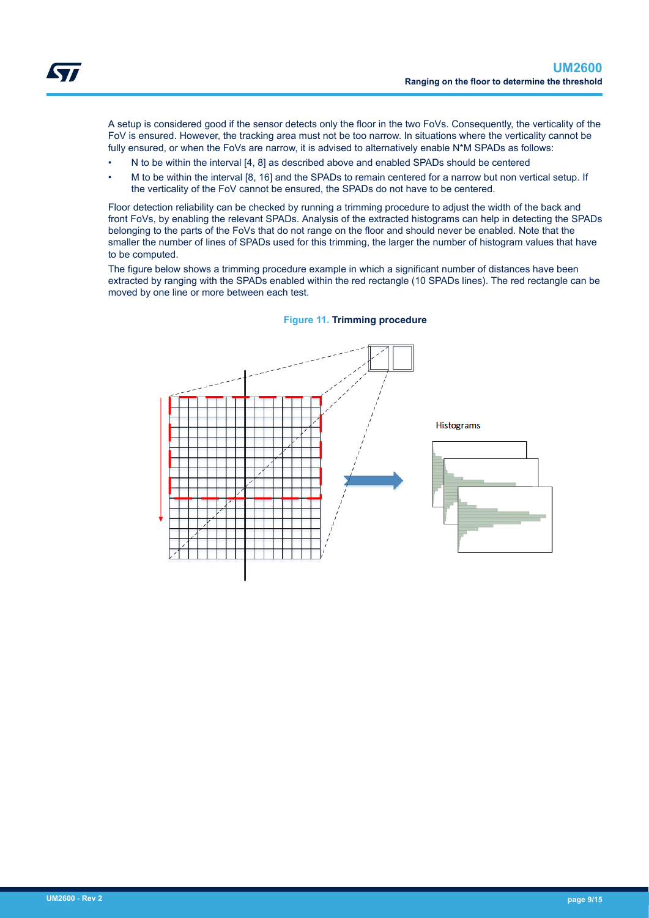A setup is considered good if the sensor detects only the floor in the two FoVs. Consequently, the verticality of the FoV is ensured. However, the tracking area must not be too narrow. In situations where the verticality cannot be fully ensured, or when the FoVs are narrow, it is advised to alternatively enable N*M SPADs as follows:

- N to be within the interval [4, 8] as described above and enabled SPADs should be centered
- M to be within the interval [8, 16] and the SPADs to remain centered for a narrow but non vertical setup. If the verticality of the FoV cannot be ensured, the SPADs do not have to be centered.

Floor detection reliability can be checked by running a trimming procedure to adjust the width of the back and front FoVs, by enabling the relevant SPADs. Analysis of the extracted histograms can help in detecting the SPADs belonging to the parts of the FoVs that do not range on the floor and should never be enabled. Note that the smaller the number of lines of SPADs used for this trimming, the larger the number of histogram values that have to be computed.

The figure below shows a trimming procedure example in which a significant number of distances have been extracted by ranging with the SPADs enabled within the red rectangle (10 SPADs lines). The red rectangle can be moved by one line or more between each test.

**Figure 11. Trimming procedure**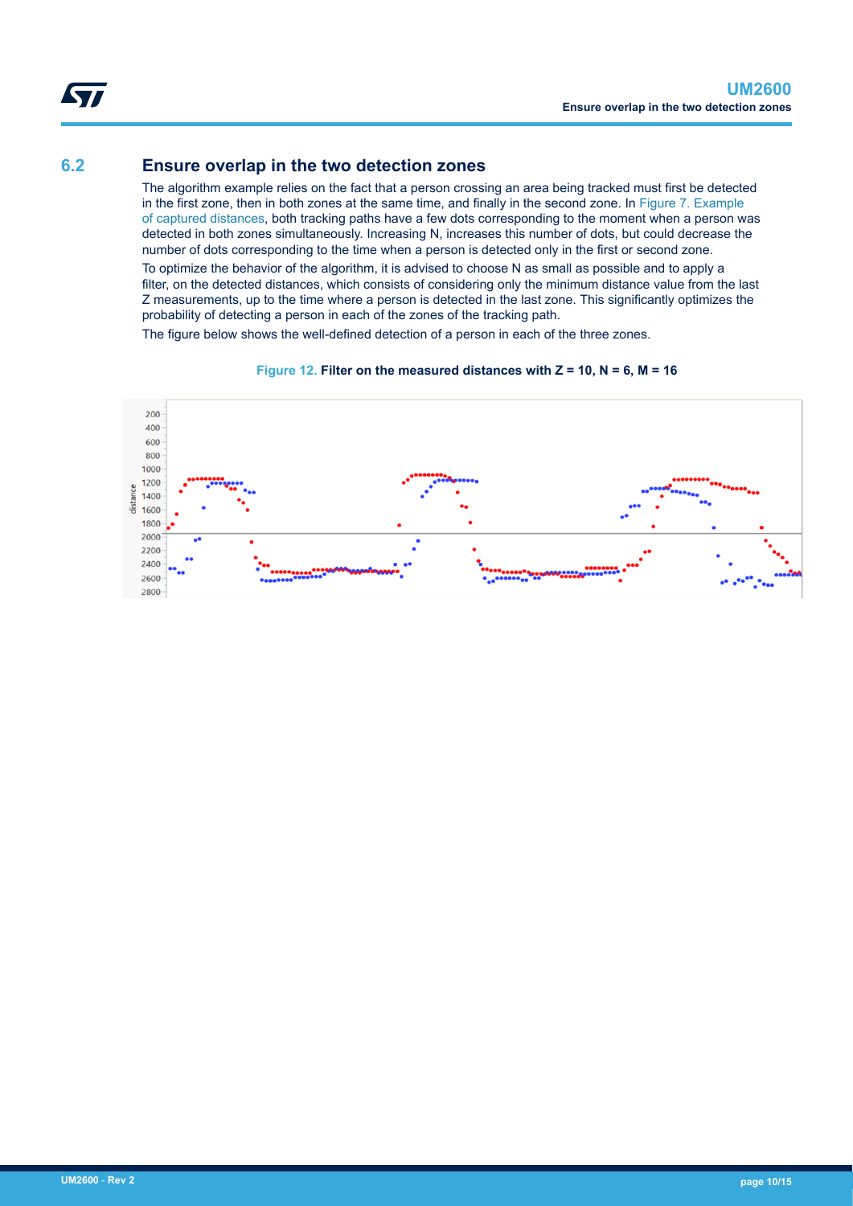## 6.2 Ensure overlap in the two detection zones

The algorithm example relies on the fact that a person crossing an area being tracked must first be detected in the first zone, then in both zones at the same time, and finally in the second zone. In Figure 7. Example of captured distances, both tracking paths have a few dots corresponding to the moment when a person was detected in both zones simultaneously. Increasing N, increases this number of dots, but could decrease the number of dots corresponding to the time when a person is detected only in the first or second zone.

To optimize the behavior of the algorithm, it is advised to choose N as small as possible and to apply a filter, on the detected distances, which consists of considering only the minimum distance value from the last Z measurements, up to the time where a person is detected in the last zone. This significantly optimizes the probability of detecting a person in each of the zones of the tracking path.

The figure below shows the well-defined detection of a person in each of the three zones.

**Figure 12.** Filter on the measured distances with Z = 10, N = 6, M = 16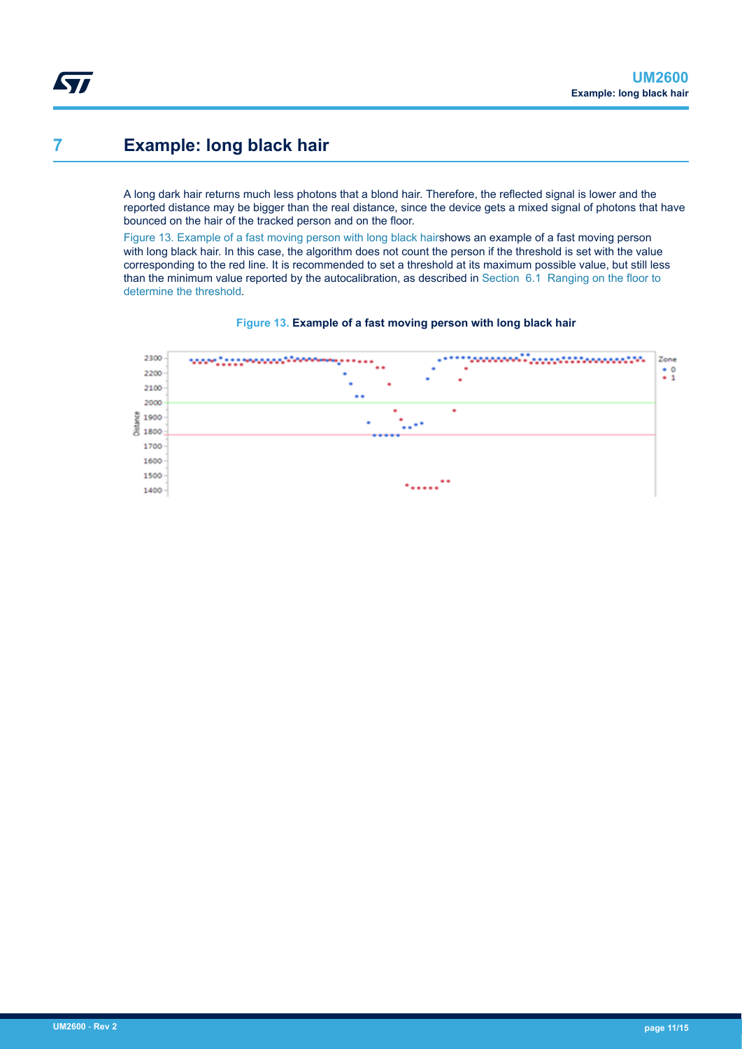# 7 Example: long black hair

A long dark hair returns much less photons that a blond hair. Therefore, the reflected signal is lower and the reported distance may be bigger than the real distance, since the device gets a mixed signal of photons that have bounced on the hair of the tracked person and on the floor.

Figure 13. Example of a fast moving person with long black hairshows an example of a fast moving person with long black hair. In this case, the algorithm does not count the person if the threshold is set with the value corresponding to the red line. It is recommended to set a threshold at its maximum possible value, but still less than the minimum value reported by the autocalibration, as described in Section 6.1 Ranging on the floor to determine the threshold.

**Figure 13. Example of a fast moving person with long black hair**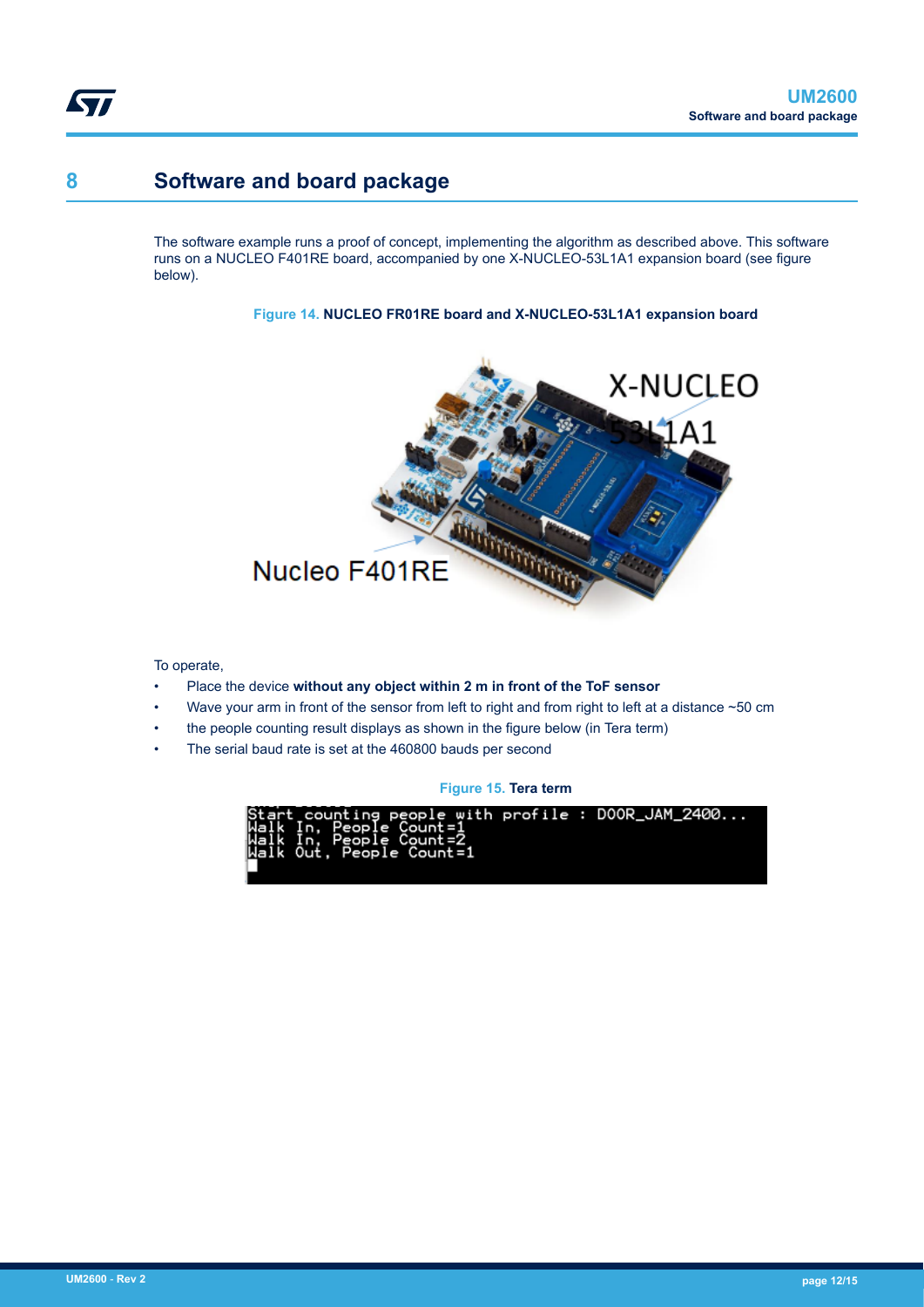# 8 Software and board package

The software example runs a proof of concept, implementing the algorithm as described above. This software runs on a NUCLEO F401RE board, accompanied by one X-NUCLEO-53L1A1 expansion board (see figure below).

**Figure 14. NUCLEO FR01RE board and X-NUCLEO-53L1A1 expansion board**

To operate,

- Place the device **without any object within 2 m in front of the ToF sensor**
- Wave your arm in front of the sensor from left to right and from right to left at a distance ~50 cm
- the people counting result displays as shown in the figure below (in Tera term)
- The serial baud rate is set at the 460800 bauds per second

**Figure 15. Tera term**

```
Start counting people with profile : DOOR_JAM_2400...
Walk In, People Count=1
Walk In, People Count=2
Walk Out, People Count=1
```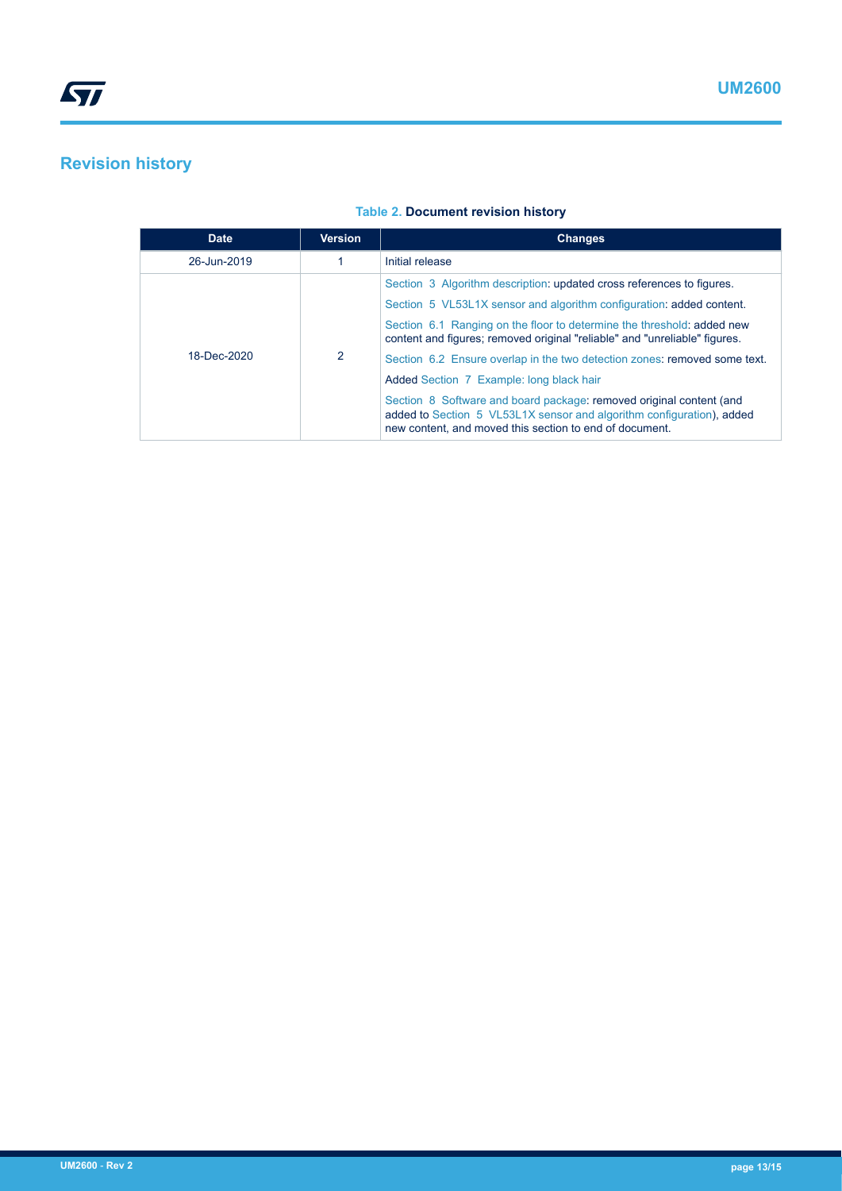# Revision history

**Table 2. Document revision history**

| Date | Version | Changes |
|---|---|---|
| 26-Jun-2019 | 1 | Initial release |
| 18-Dec-2020 | 2 | Section 3 Algorithm description: updated cross references to figures.<br>Section 5 VL53L1X sensor and algorithm configuration: added content.<br>Section 6.1 Ranging on the floor to determine the threshold: added new content and figures; removed original "reliable" and "unreliable" figures.<br>Section 6.2 Ensure overlap in the two detection zones: removed some text.<br>Added Section 7 Example: long black hair<br>Section 8 Software and board package: removed original content (and added to Section 5 VL53L1X sensor and algorithm configuration), added new content, and moved this section to end of document. |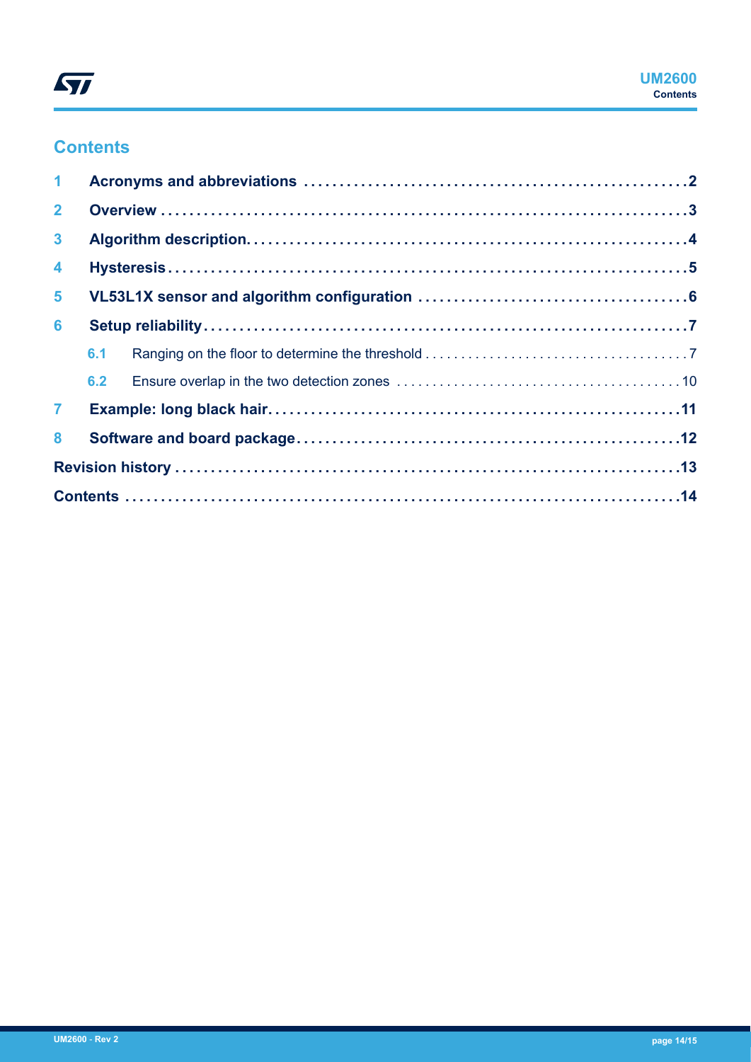# Contents

| | | |
|---|---|---|
| **1** | **Acronyms and abbreviations** | **2** |
| **2** | **Overview** | **3** |
| **3** | **Algorithm description.** | **4** |
| **4** | **Hysteresis** | **5** |
| **5** | **VL53L1X sensor and algorithm configuration** | **6** |
| **6** | **Setup reliability** | **7** |
| 6.1 | Ranging on the floor to determine the threshold | 7 |
| 6.2 | Ensure overlap in the two detection zones | 10 |
| **7** | **Example: long black hair.** | **11** |
| **8** | **Software and board package** | **12** |
| | **Revision history** | **13** |
| | **Contents** | **14** |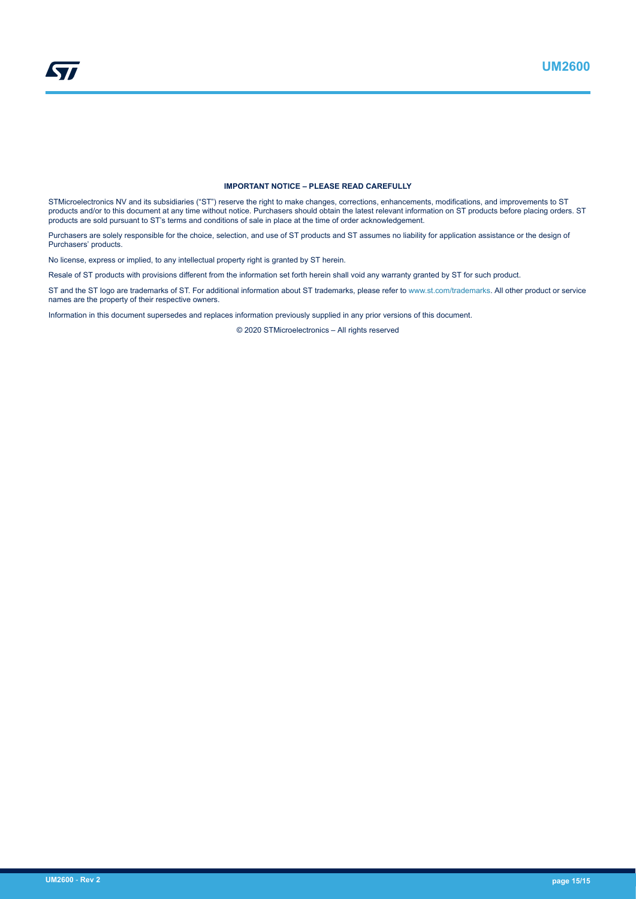**IMPORTANT NOTICE – PLEASE READ CAREFULLY**

STMicroelectronics NV and its subsidiaries ("ST") reserve the right to make changes, corrections, enhancements, modifications, and improvements to ST products and/or to this document at any time without notice. Purchasers should obtain the latest relevant information on ST products before placing orders. ST products are sold pursuant to ST's terms and conditions of sale in place at the time of order acknowledgement.

Purchasers are solely responsible for the choice, selection, and use of ST products and ST assumes no liability for application assistance or the design of Purchasers' products.

No license, express or implied, to any intellectual property right is granted by ST herein.

Resale of ST products with provisions different from the information set forth herein shall void any warranty granted by ST for such product.

ST and the ST logo are trademarks of ST. For additional information about ST trademarks, please refer to www.st.com/trademarks. All other product or service names are the property of their respective owners.

Information in this document supersedes and replaces information previously supplied in any prior versions of this document.

© 2020 STMicroelectronics – All rights reserved